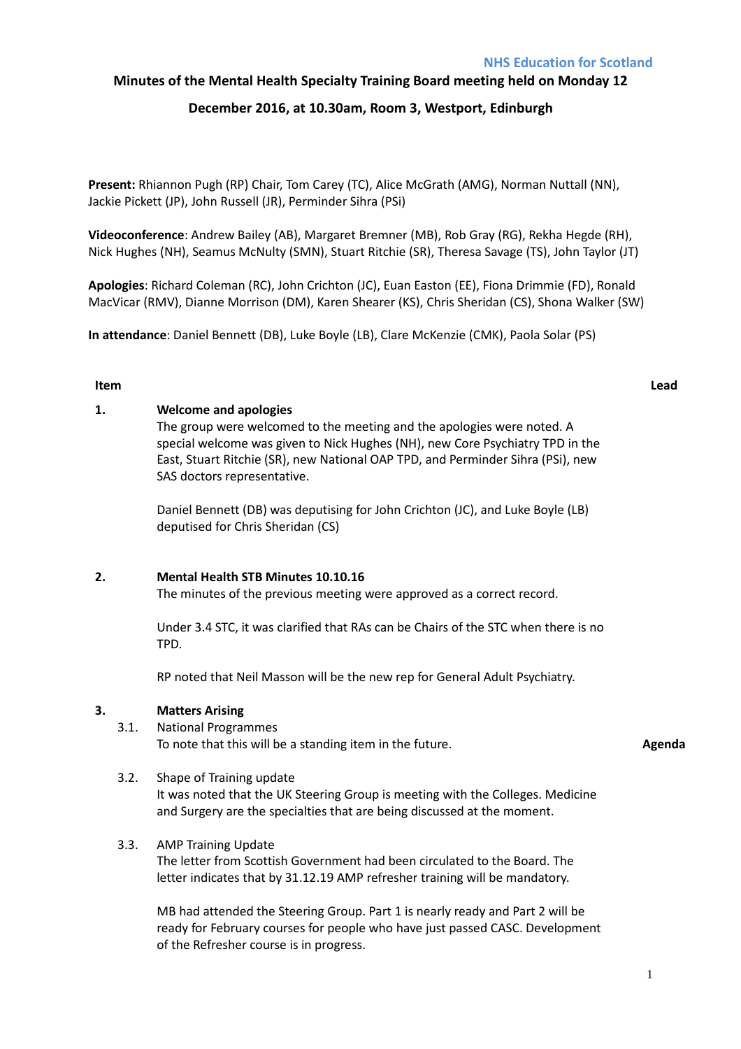NHS Education for Scotland

# Minutes of the Mental Health Specialty Training Board meeting held on Monday 12 December 2016, at 10.30am, Room 3, Westport, Edinburgh

**Present:** Rhiannon Pugh (RP) Chair, Tom Carey (TC), Alice McGrath (AMG), Norman Nuttall (NN), Jackie Pickett (JP), John Russell (JR), Perminder Sihra (PSi)

**Videoconference**: Andrew Bailey (AB), Margaret Bremner (MB), Rob Gray (RG), Rekha Hegde (RH), Nick Hughes (NH), Seamus McNulty (SMN), Stuart Ritchie (SR), Theresa Savage (TS), John Taylor (JT)

**Apologies**: Richard Coleman (RC), John Crichton (JC), Euan Easton (EE), Fiona Drimmie (FD), Ronald MacVicar (RMV), Dianne Morrison (DM), Karen Shearer (KS), Chris Sheridan (CS), Shona Walker (SW)

**In attendance**: Daniel Bennett (DB), Luke Boyle (LB), Clare McKenzie (CMK), Paola Solar (PS)

| Item | | Lead |
|---|---|---|
| **1.** | **Welcome and apologies**<br>The group were welcomed to the meeting and the apologies were noted. A special welcome was given to Nick Hughes (NH), new Core Psychiatry TPD in the East, Stuart Ritchie (SR), new National OAP TPD, and Perminder Sihra (PSi), new SAS doctors representative.<br><br>Daniel Bennett (DB) was deputising for John Crichton (JC), and Luke Boyle (LB) deputised for Chris Sheridan (CS) | |
| **2.** | **Mental Health STB Minutes 10.10.16**<br>The minutes of the previous meeting were approved as a correct record.<br><br>Under 3.4 STC, it was clarified that RAs can be Chairs of the STC when there is no TPD.<br><br>RP noted that Neil Masson will be the new rep for General Adult Psychiatry. | |
| **3.** | **Matters Arising** | |
| 3.1. | National Programmes<br>To note that this will be a standing item in the future. | **Agenda** |
| 3.2. | Shape of Training update<br>It was noted that the UK Steering Group is meeting with the Colleges. Medicine and Surgery are the specialties that are being discussed at the moment. | |
| 3.3. | AMP Training Update<br>The letter from Scottish Government had been circulated to the Board. The letter indicates that by 31.12.19 AMP refresher training will be mandatory.<br><br>MB had attended the Steering Group. Part 1 is nearly ready and Part 2 will be ready for February courses for people who have just passed CASC. Development of the Refresher course is in progress. | |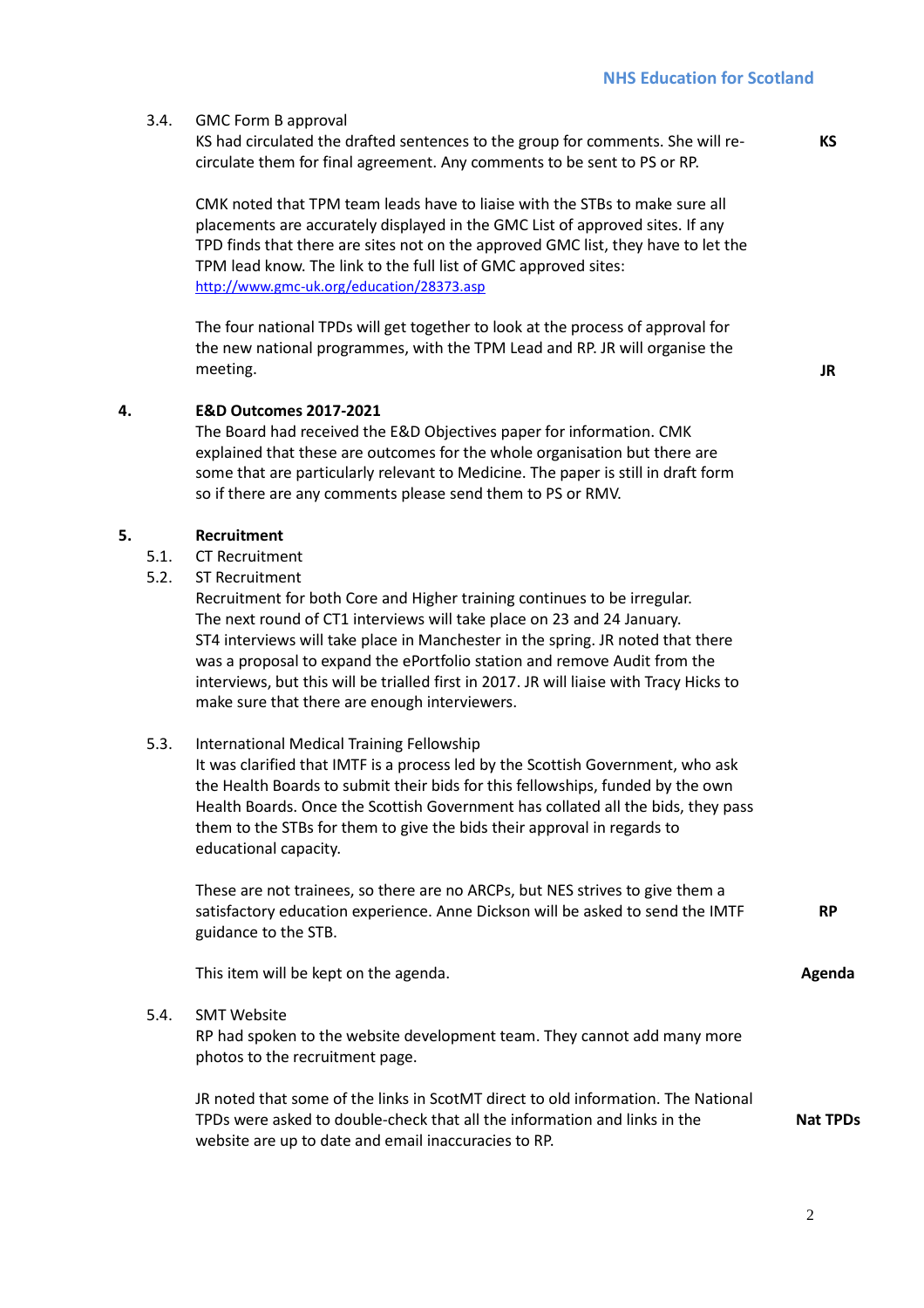3.4. GMC Form B approval

KS had circulated the drafted sentences to the group for comments. She will re-circulate them for final agreement. Any comments to be sent to PS or RP. **KS**

CMK noted that TPM team leads have to liaise with the STBs to make sure all placements are accurately displayed in the GMC List of approved sites. If any TPD finds that there are sites not on the approved GMC list, they have to let the TPM lead know. The link to the full list of GMC approved sites: [http://www.gmc-uk.org/education/28373.asp](http://www.gmc-uk.org/education/28373.asp)

The four national TPDs will get together to look at the process of approval for the new national programmes, with the TPM Lead and RP. JR will organise the meeting. **JR**

**4. E&D Outcomes 2017-2021**

The Board had received the E&D Objectives paper for information. CMK explained that these are outcomes for the whole organisation but there are some that are particularly relevant to Medicine. The paper is still in draft form so if there are any comments please send them to PS or RMV.

**5. Recruitment**

5.1. CT Recruitment

5.2. ST Recruitment

Recruitment for both Core and Higher training continues to be irregular. The next round of CT1 interviews will take place on 23 and 24 January. ST4 interviews will take place in Manchester in the spring. JR noted that there was a proposal to expand the ePortfolio station and remove Audit from the interviews, but this will be trialled first in 2017. JR will liaise with Tracy Hicks to make sure that there are enough interviewers.

5.3. International Medical Training Fellowship

It was clarified that IMTF is a process led by the Scottish Government, who ask the Health Boards to submit their bids for this fellowships, funded by the own Health Boards. Once the Scottish Government has collated all the bids, they pass them to the STBs for them to give the bids their approval in regards to educational capacity.

These are not trainees, so there are no ARCPs, but NES strives to give them a satisfactory education experience. Anne Dickson will be asked to send the IMTF guidance to the STB. **RP**

This item will be kept on the agenda. **Agenda**

5.4. SMT Website

RP had spoken to the website development team. They cannot add many more photos to the recruitment page.

JR noted that some of the links in ScotMT direct to old information. The National TPDs were asked to double-check that all the information and links in the website are up to date and email inaccuracies to RP. **Nat TPDs**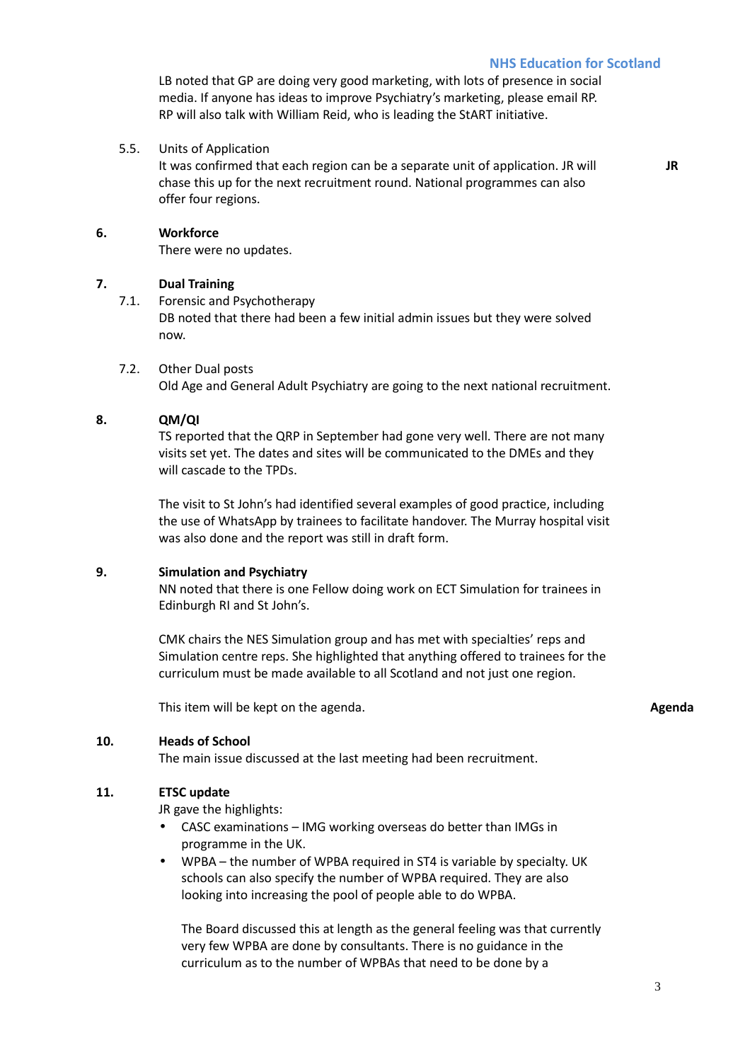LB noted that GP are doing very good marketing, with lots of presence in social media. If anyone has ideas to improve Psychiatry's marketing, please email RP. RP will also talk with William Reid, who is leading the StART initiative.

5.5. Units of Application

It was confirmed that each region can be a separate unit of application. JR will chase this up for the next recruitment round. National programmes can also offer four regions. **JR**

**6. Workforce**

There were no updates.

**7. Dual Training**

7.1. Forensic and Psychotherapy

DB noted that there had been a few initial admin issues but they were solved now.

7.2. Other Dual posts

Old Age and General Adult Psychiatry are going to the next national recruitment.

**8. QM/QI**

TS reported that the QRP in September had gone very well. There are not many visits set yet. The dates and sites will be communicated to the DMEs and they will cascade to the TPDs.

The visit to St John's had identified several examples of good practice, including the use of WhatsApp by trainees to facilitate handover. The Murray hospital visit was also done and the report was still in draft form.

**9. Simulation and Psychiatry**

NN noted that there is one Fellow doing work on ECT Simulation for trainees in Edinburgh RI and St John's.

CMK chairs the NES Simulation group and has met with specialties' reps and Simulation centre reps. She highlighted that anything offered to trainees for the curriculum must be made available to all Scotland and not just one region.

This item will be kept on the agenda. **Agenda**

**10. Heads of School**

The main issue discussed at the last meeting had been recruitment.

**11. ETSC update**

JR gave the highlights:

- CASC examinations – IMG working overseas do better than IMGs in programme in the UK.
- WPBA – the number of WPBA required in ST4 is variable by specialty. UK schools can also specify the number of WPBA required. They are also looking into increasing the pool of people able to do WPBA.

  The Board discussed this at length as the general feeling was that currently very few WPBA are done by consultants. There is no guidance in the curriculum as to the number of WPBAs that need to be done by a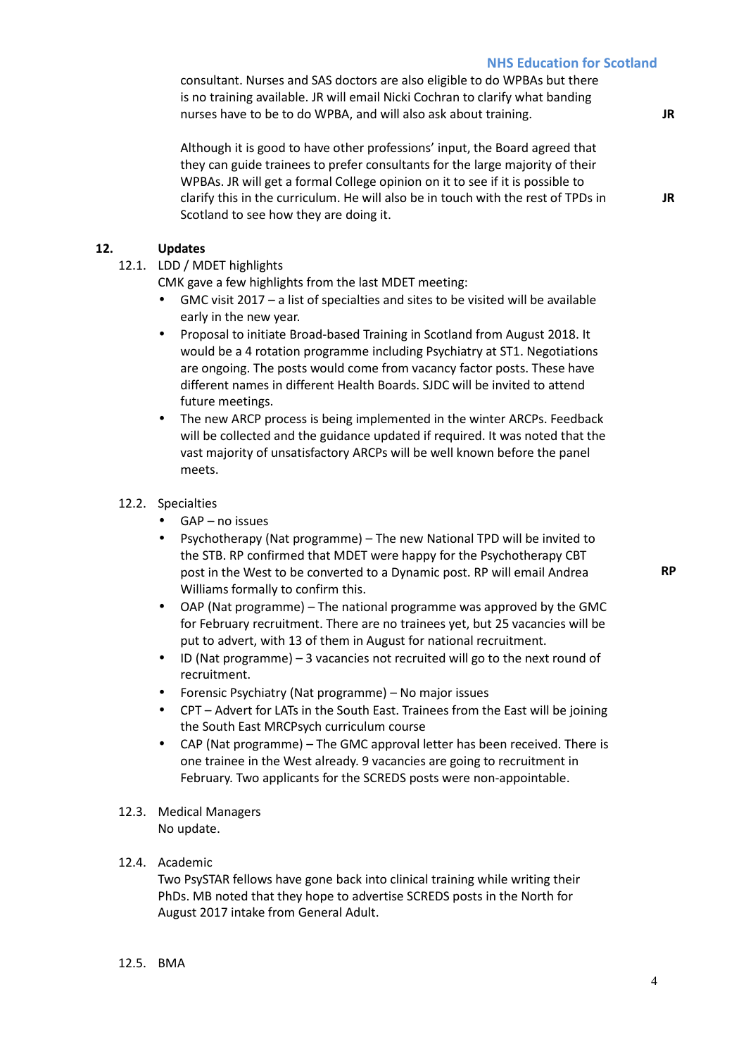consultant. Nurses and SAS doctors are also eligible to do WPBAs but there is no training available. JR will email Nicki Cochran to clarify what banding nurses have to be to do WPBA, and will also ask about training. **JR**

Although it is good to have other professions' input, the Board agreed that they can guide trainees to prefer consultants for the large majority of their WPBAs. JR will get a formal College opinion on it to see if it is possible to clarify this in the curriculum. He will also be in touch with the rest of TPDs in Scotland to see how they are doing it. **JR**

**12. Updates**

12.1. LDD / MDET highlights

CMK gave a few highlights from the last MDET meeting:

- GMC visit 2017 – a list of specialties and sites to be visited will be available early in the new year.
- Proposal to initiate Broad-based Training in Scotland from August 2018. It would be a 4 rotation programme including Psychiatry at ST1. Negotiations are ongoing. The posts would come from vacancy factor posts. These have different names in different Health Boards. SJDC will be invited to attend future meetings.
- The new ARCP process is being implemented in the winter ARCPs. Feedback will be collected and the guidance updated if required. It was noted that the vast majority of unsatisfactory ARCPs will be well known before the panel meets.

12.2. Specialties

- GAP – no issues
- Psychotherapy (Nat programme) – The new National TPD will be invited to the STB. RP confirmed that MDET were happy for the Psychotherapy CBT post in the West to be converted to a Dynamic post. RP will email Andrea Williams formally to confirm this. **RP**
- OAP (Nat programme) – The national programme was approved by the GMC for February recruitment. There are no trainees yet, but 25 vacancies will be put to advert, with 13 of them in August for national recruitment.
- ID (Nat programme) – 3 vacancies not recruited will go to the next round of recruitment.
- Forensic Psychiatry (Nat programme) – No major issues
- CPT – Advert for LATs in the South East. Trainees from the East will be joining the South East MRCPsych curriculum course
- CAP (Nat programme) – The GMC approval letter has been received. There is one trainee in the West already. 9 vacancies are going to recruitment in February. Two applicants for the SCREDS posts were non-appointable.

12.3. Medical Managers

No update.

12.4. Academic

Two PsySTAR fellows have gone back into clinical training while writing their PhDs. MB noted that they hope to advertise SCREDS posts in the North for August 2017 intake from General Adult.

12.5. BMA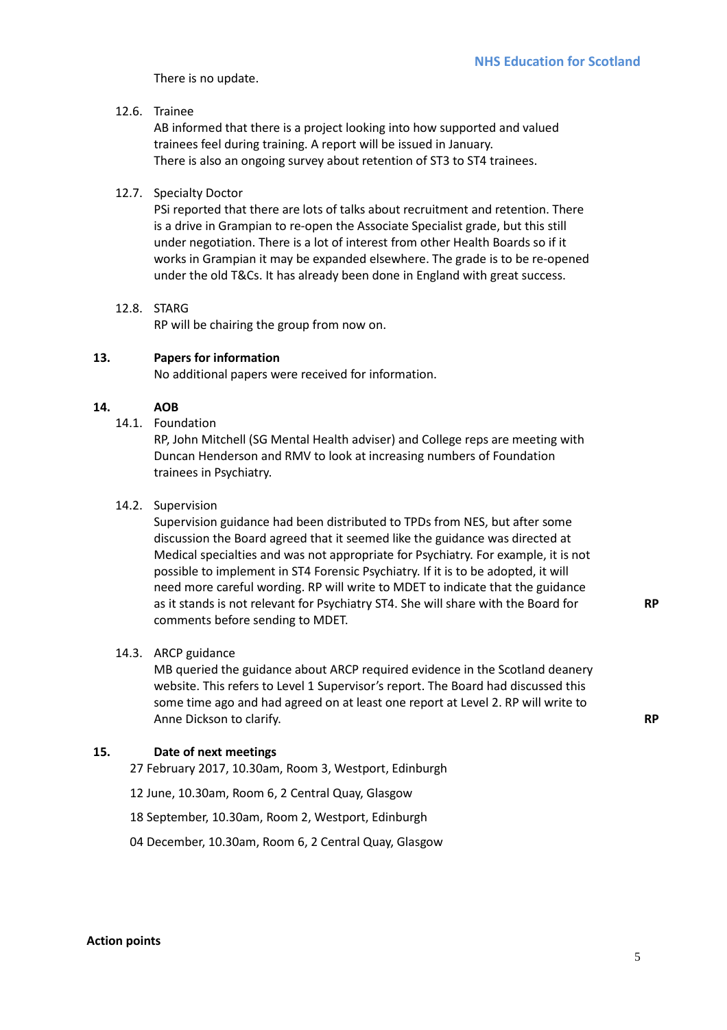There is no update.

12.6. Trainee
AB informed that there is a project looking into how supported and valued trainees feel during training. A report will be issued in January.
There is also an ongoing survey about retention of ST3 to ST4 trainees.

12.7. Specialty Doctor
PSi reported that there are lots of talks about recruitment and retention. There is a drive in Grampian to re-open the Associate Specialist grade, but this still under negotiation. There is a lot of interest from other Health Boards so if it works in Grampian it may be expanded elsewhere. The grade is to be re-opened under the old T&Cs. It has already been done in England with great success.

12.8. STARG
RP will be chairing the group from now on.

## 13. Papers for information

No additional papers were received for information.

## 14. AOB

14.1. Foundation
RP, John Mitchell (SG Mental Health adviser) and College reps are meeting with Duncan Henderson and RMV to look at increasing numbers of Foundation trainees in Psychiatry.

14.2. Supervision
Supervision guidance had been distributed to TPDs from NES, but after some discussion the Board agreed that it seemed like the guidance was directed at Medical specialties and was not appropriate for Psychiatry. For example, it is not possible to implement in ST4 Forensic Psychiatry. If it is to be adopted, it will need more careful wording. RP will write to MDET to indicate that the guidance as it stands is not relevant for Psychiatry ST4. She will share with the Board for comments before sending to MDET. **RP**

14.3. ARCP guidance
MB queried the guidance about ARCP required evidence in the Scotland deanery website. This refers to Level 1 Supervisor's report. The Board had discussed this some time ago and had agreed on at least one report at Level 2. RP will write to Anne Dickson to clarify. **RP**

## 15. Date of next meetings

27 February 2017, 10.30am, Room 3, Westport, Edinburgh

12 June, 10.30am, Room 6, 2 Central Quay, Glasgow

18 September, 10.30am, Room 2, Westport, Edinburgh

04 December, 10.30am, Room 6, 2 Central Quay, Glasgow

**Action points**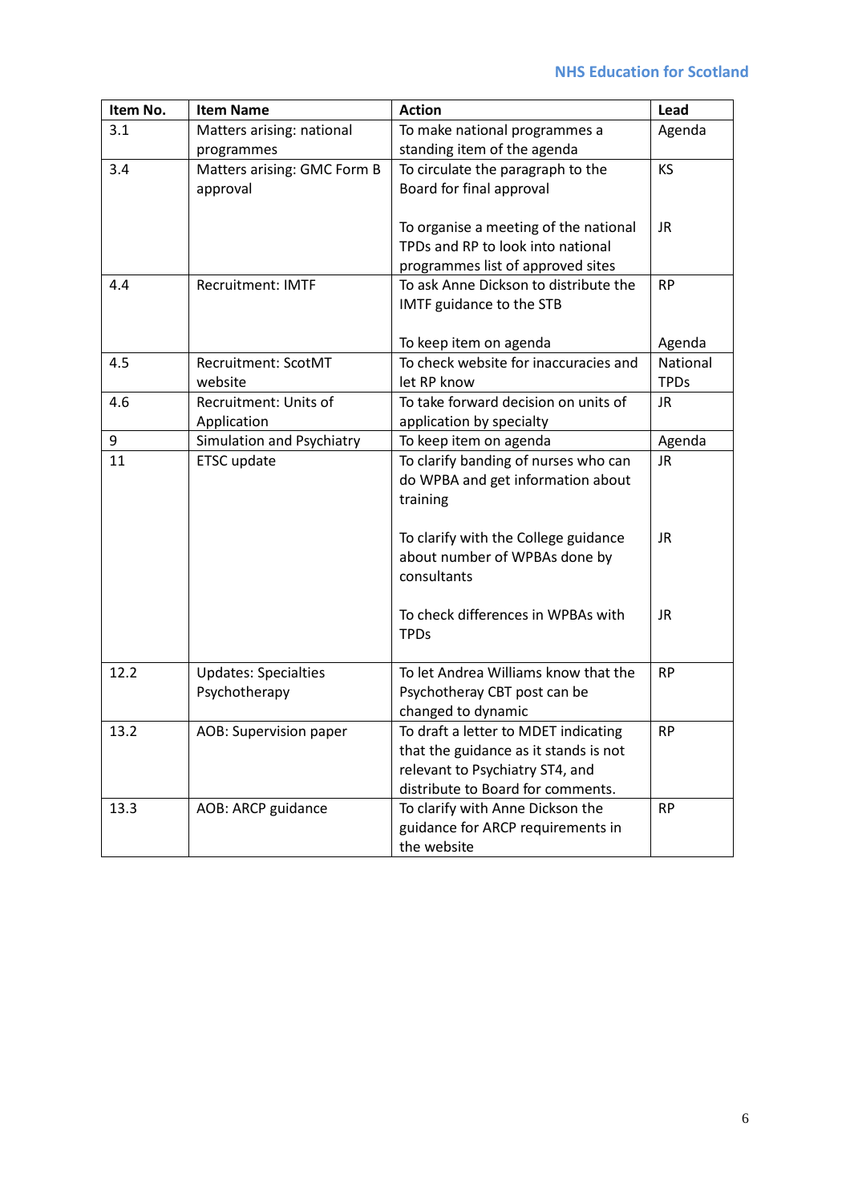| Item No. | Item Name | Action | Lead |
|---|---|---|---|
| 3.1 | Matters arising: national programmes | To make national programmes a standing item of the agenda | Agenda |
| 3.4 | Matters arising: GMC Form B approval | To circulate the paragraph to the Board for final approval | KS |
| | | To organise a meeting of the national TPDs and RP to look into national programmes list of approved sites | JR |
| 4.4 | Recruitment: IMTF | To ask Anne Dickson to distribute the IMTF guidance to the STB | RP |
| | | To keep item on agenda | Agenda |
| 4.5 | Recruitment: ScotMT website | To check website for inaccuracies and let RP know | National TPDs |
| 4.6 | Recruitment: Units of Application | To take forward decision on units of application by specialty | JR |
| 9 | Simulation and Psychiatry | To keep item on agenda | Agenda |
| 11 | ETSC update | To clarify banding of nurses who can do WPBA and get information about training | JR |
| | | To clarify with the College guidance about number of WPBAs done by consultants | JR |
| | | To check differences in WPBAs with TPDs | JR |
| 12.2 | Updates: Specialties Psychotherapy | To let Andrea Williams know that the Psychotheray CBT post can be changed to dynamic | RP |
| 13.2 | AOB: Supervision paper | To draft a letter to MDET indicating that the guidance as it stands is not relevant to Psychiatry ST4, and distribute to Board for comments. | RP |
| 13.3 | AOB: ARCP guidance | To clarify with Anne Dickson the guidance for ARCP requirements in the website | RP |